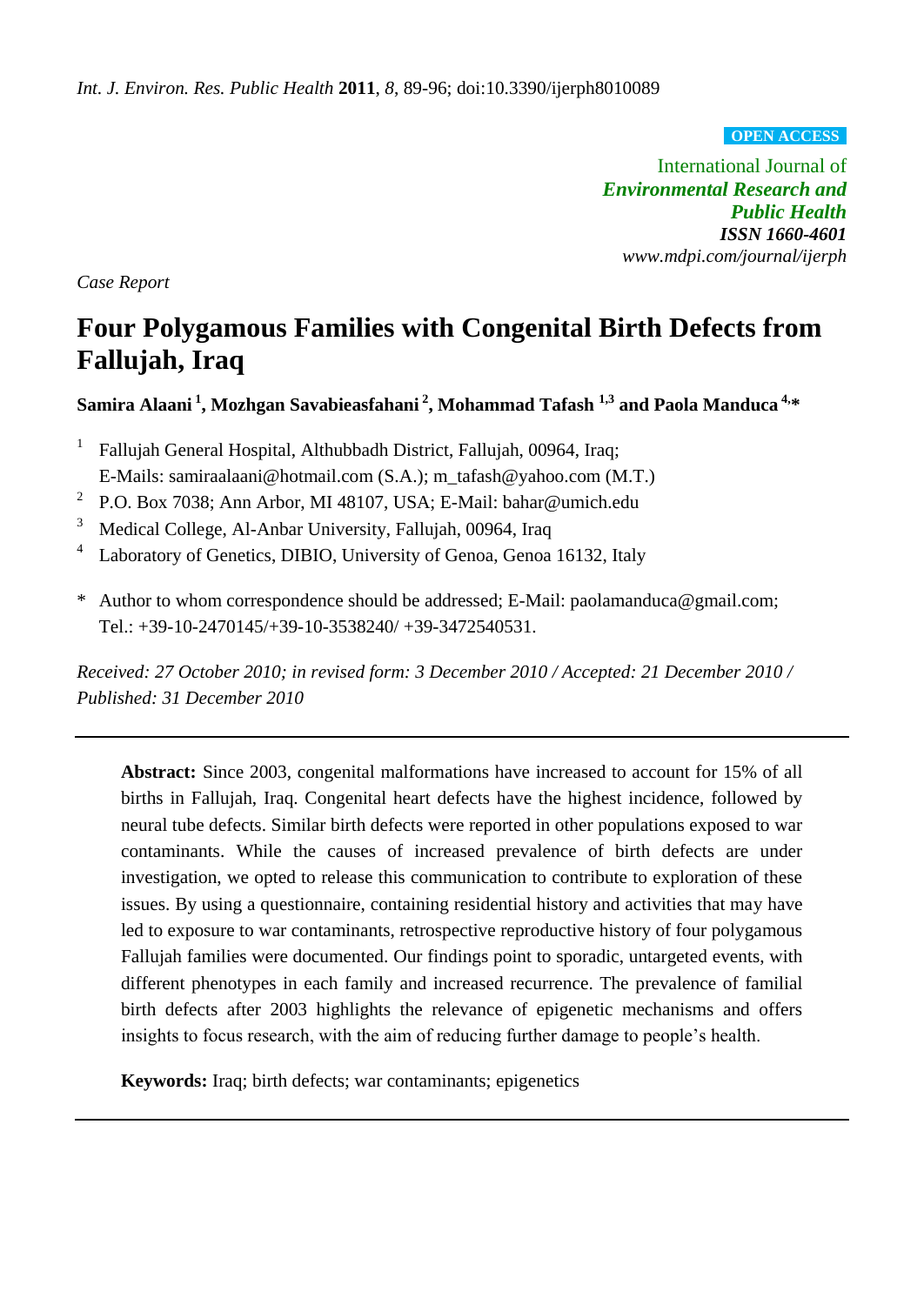*Int. J. Environ. Res. Public Health* **2011**, *8*, 89-96; doi:10.3390/ijerph8010089

**OPEN ACCESS**

International Journal of
***Environmental Research and Public Health***
***ISSN 1660-4601***
*www.mdpi.com/journal/ijerph*

*Case Report*

# Four Polygamous Families with Congenital Birth Defects from Fallujah, Iraq

**Samira Alaani [1], Mozhgan Savabieasfahani [2], Mohammad Tafash [1,3] and Paola Manduca [4,*]**

1. Fallujah General Hospital, Althubbadh District, Fallujah, 00964, Iraq; E-Mails: samiraalaani@hotmail.com (S.A.); m_tafash@yahoo.com (M.T.)
2. P.O. Box 7038; Ann Arbor, MI 48107, USA; E-Mail: bahar@umich.edu
3. Medical College, Al-Anbar University, Fallujah, 00964, Iraq
4. Laboratory of Genetics, DIBIO, University of Genoa, Genoa 16132, Italy

\* Author to whom correspondence should be addressed; E-Mail: paolamanduca@gmail.com; Tel.: +39-10-2470145/+39-10-3538240/ +39-3472540531.

*Received: 27 October 2010; in revised form: 3 December 2010 / Accepted: 21 December 2010 / Published: 31 December 2010*

---

**Abstract:** Since 2003, congenital malformations have increased to account for 15% of all births in Fallujah, Iraq. Congenital heart defects have the highest incidence, followed by neural tube defects. Similar birth defects were reported in other populations exposed to war contaminants. While the causes of increased prevalence of birth defects are under investigation, we opted to release this communication to contribute to exploration of these issues. By using a questionnaire, containing residential history and activities that may have led to exposure to war contaminants, retrospective reproductive history of four polygamous Fallujah families were documented. Our findings point to sporadic, untargeted events, with different phenotypes in each family and increased recurrence. The prevalence of familial birth defects after 2003 highlights the relevance of epigenetic mechanisms and offers insights to focus research, with the aim of reducing further damage to people's health.

**Keywords:** Iraq; birth defects; war contaminants; epigenetics

---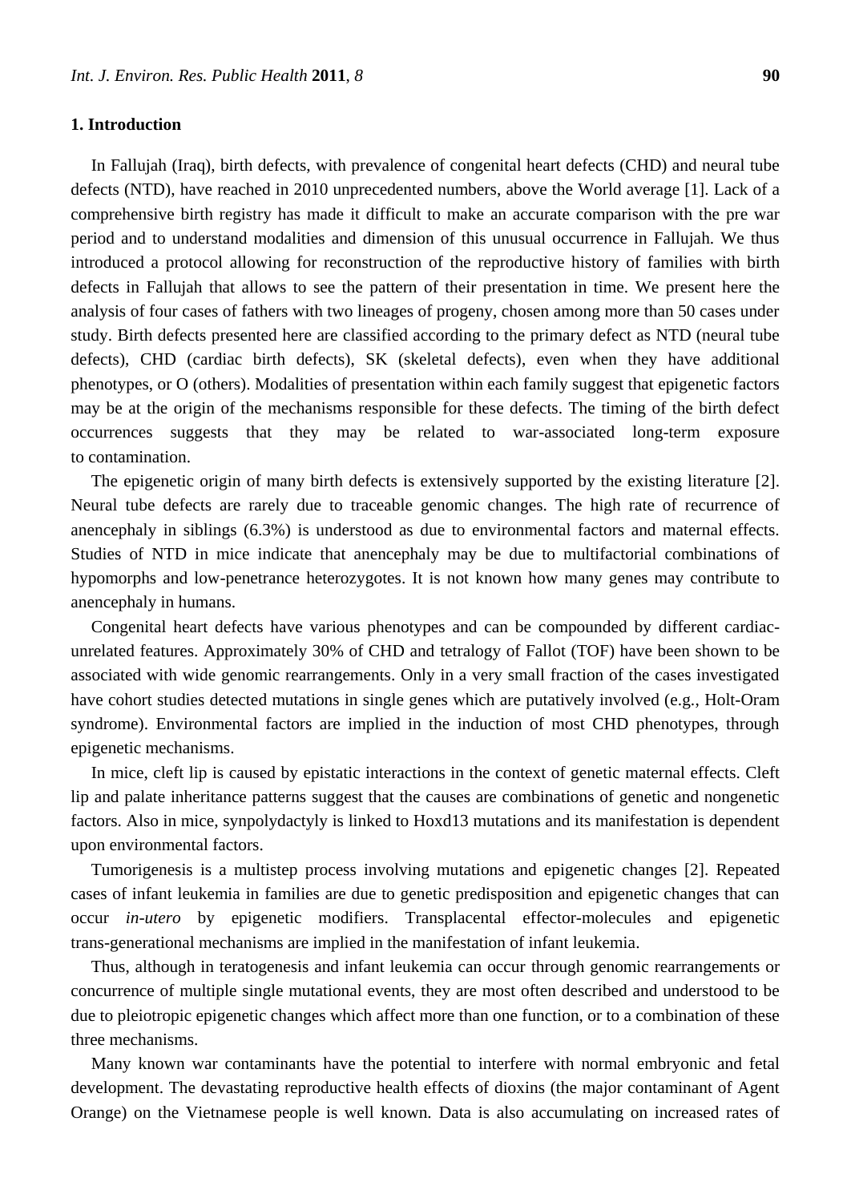## 1. Introduction

In Fallujah (Iraq), birth defects, with prevalence of congenital heart defects (CHD) and neural tube defects (NTD), have reached in 2010 unprecedented numbers, above the World average [1]. Lack of a comprehensive birth registry has made it difficult to make an accurate comparison with the pre war period and to understand modalities and dimension of this unusual occurrence in Fallujah. We thus introduced a protocol allowing for reconstruction of the reproductive history of families with birth defects in Fallujah that allows to see the pattern of their presentation in time. We present here the analysis of four cases of fathers with two lineages of progeny, chosen among more than 50 cases under study. Birth defects presented here are classified according to the primary defect as NTD (neural tube defects), CHD (cardiac birth defects), SK (skeletal defects), even when they have additional phenotypes, or O (others). Modalities of presentation within each family suggest that epigenetic factors may be at the origin of the mechanisms responsible for these defects. The timing of the birth defect occurrences suggests that they may be related to war-associated long-term exposure to contamination.

The epigenetic origin of many birth defects is extensively supported by the existing literature [2]. Neural tube defects are rarely due to traceable genomic changes. The high rate of recurrence of anencephaly in siblings (6.3%) is understood as due to environmental factors and maternal effects. Studies of NTD in mice indicate that anencephaly may be due to multifactorial combinations of hypomorphs and low-penetrance heterozygotes. It is not known how many genes may contribute to anencephaly in humans.

Congenital heart defects have various phenotypes and can be compounded by different cardiac-unrelated features. Approximately 30% of CHD and tetralogy of Fallot (TOF) have been shown to be associated with wide genomic rearrangements. Only in a very small fraction of the cases investigated have cohort studies detected mutations in single genes which are putatively involved (e.g., Holt-Oram syndrome). Environmental factors are implied in the induction of most CHD phenotypes, through epigenetic mechanisms.

In mice, cleft lip is caused by epistatic interactions in the context of genetic maternal effects. Cleft lip and palate inheritance patterns suggest that the causes are combinations of genetic and nongenetic factors. Also in mice, synpolydactyly is linked to Hoxd13 mutations and its manifestation is dependent upon environmental factors.

Tumorigenesis is a multistep process involving mutations and epigenetic changes [2]. Repeated cases of infant leukemia in families are due to genetic predisposition and epigenetic changes that can occur *in-utero* by epigenetic modifiers. Transplacental effector-molecules and epigenetic trans-generational mechanisms are implied in the manifestation of infant leukemia.

Thus, although in teratogenesis and infant leukemia can occur through genomic rearrangements or concurrence of multiple single mutational events, they are most often described and understood to be due to pleiotropic epigenetic changes which affect more than one function, or to a combination of these three mechanisms.

Many known war contaminants have the potential to interfere with normal embryonic and fetal development. The devastating reproductive health effects of dioxins (the major contaminant of Agent Orange) on the Vietnamese people is well known. Data is also accumulating on increased rates of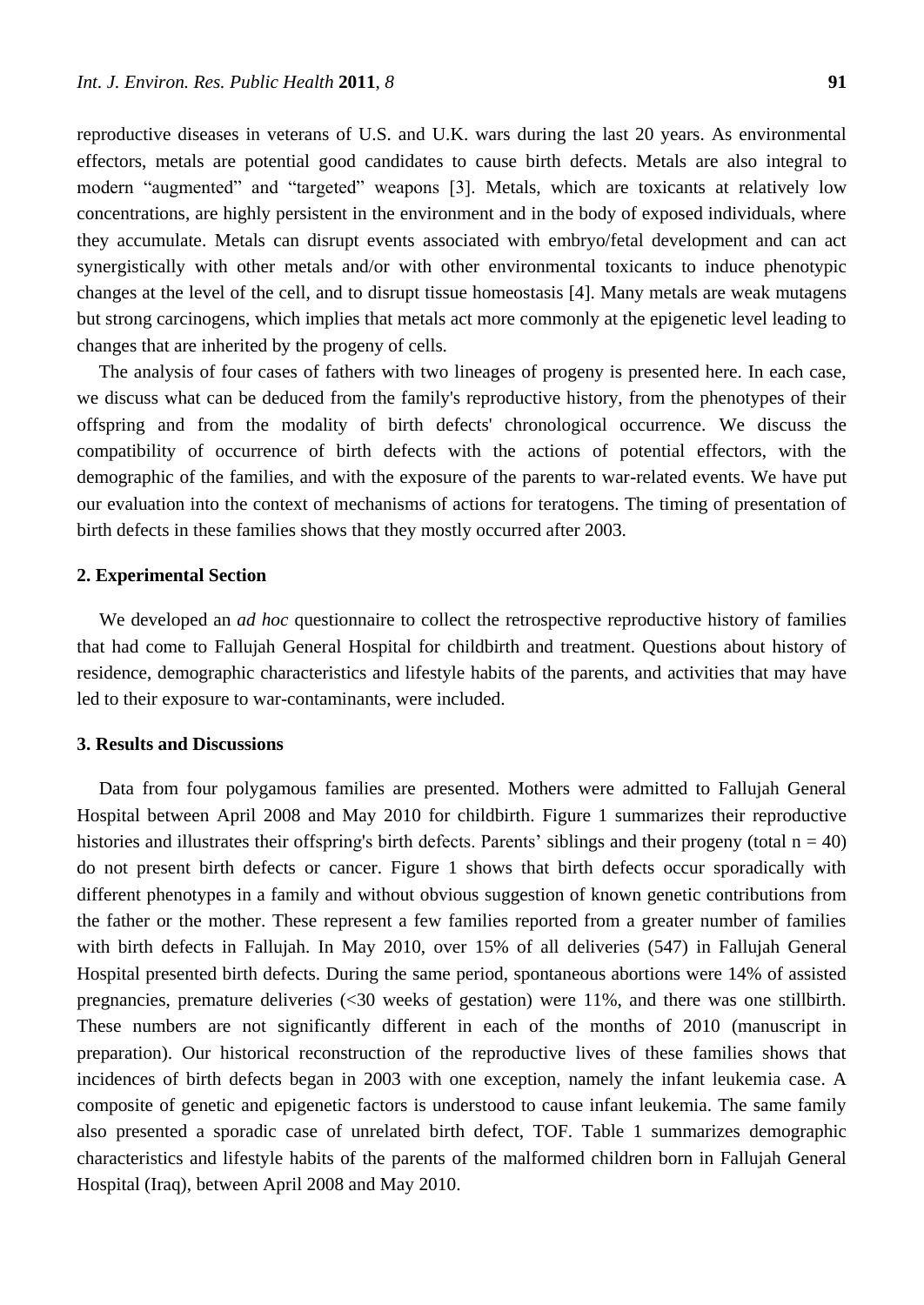reproductive diseases in veterans of U.S. and U.K. wars during the last 20 years. As environmental effectors, metals are potential good candidates to cause birth defects. Metals are also integral to modern "augmented" and "targeted" weapons [3]. Metals, which are toxicants at relatively low concentrations, are highly persistent in the environment and in the body of exposed individuals, where they accumulate. Metals can disrupt events associated with embryo/fetal development and can act synergistically with other metals and/or with other environmental toxicants to induce phenotypic changes at the level of the cell, and to disrupt tissue homeostasis [4]. Many metals are weak mutagens but strong carcinogens, which implies that metals act more commonly at the epigenetic level leading to changes that are inherited by the progeny of cells.

The analysis of four cases of fathers with two lineages of progeny is presented here. In each case, we discuss what can be deduced from the family's reproductive history, from the phenotypes of their offspring and from the modality of birth defects' chronological occurrence. We discuss the compatibility of occurrence of birth defects with the actions of potential effectors, with the demographic of the families, and with the exposure of the parents to war-related events. We have put our evaluation into the context of mechanisms of actions for teratogens. The timing of presentation of birth defects in these families shows that they mostly occurred after 2003.

## 2. Experimental Section

We developed an *ad hoc* questionnaire to collect the retrospective reproductive history of families that had come to Fallujah General Hospital for childbirth and treatment. Questions about history of residence, demographic characteristics and lifestyle habits of the parents, and activities that may have led to their exposure to war-contaminants, were included.

## 3. Results and Discussions

Data from four polygamous families are presented. Mothers were admitted to Fallujah General Hospital between April 2008 and May 2010 for childbirth. Figure 1 summarizes their reproductive histories and illustrates their offspring's birth defects. Parents' siblings and their progeny (total $n = 40$) do not present birth defects or cancer. Figure 1 shows that birth defects occur sporadically with different phenotypes in a family and without obvious suggestion of known genetic contributions from the father or the mother. These represent a few families reported from a greater number of families with birth defects in Fallujah. In May 2010, over 15% of all deliveries (547) in Fallujah General Hospital presented birth defects. During the same period, spontaneous abortions were 14% of assisted pregnancies, premature deliveries (<30 weeks of gestation) were 11%, and there was one stillbirth. These numbers are not significantly different in each of the months of 2010 (manuscript in preparation). Our historical reconstruction of the reproductive lives of these families shows that incidences of birth defects began in 2003 with one exception, namely the infant leukemia case. A composite of genetic and epigenetic factors is understood to cause infant leukemia. The same family also presented a sporadic case of unrelated birth defect, TOF. Table 1 summarizes demographic characteristics and lifestyle habits of the parents of the malformed children born in Fallujah General Hospital (Iraq), between April 2008 and May 2010.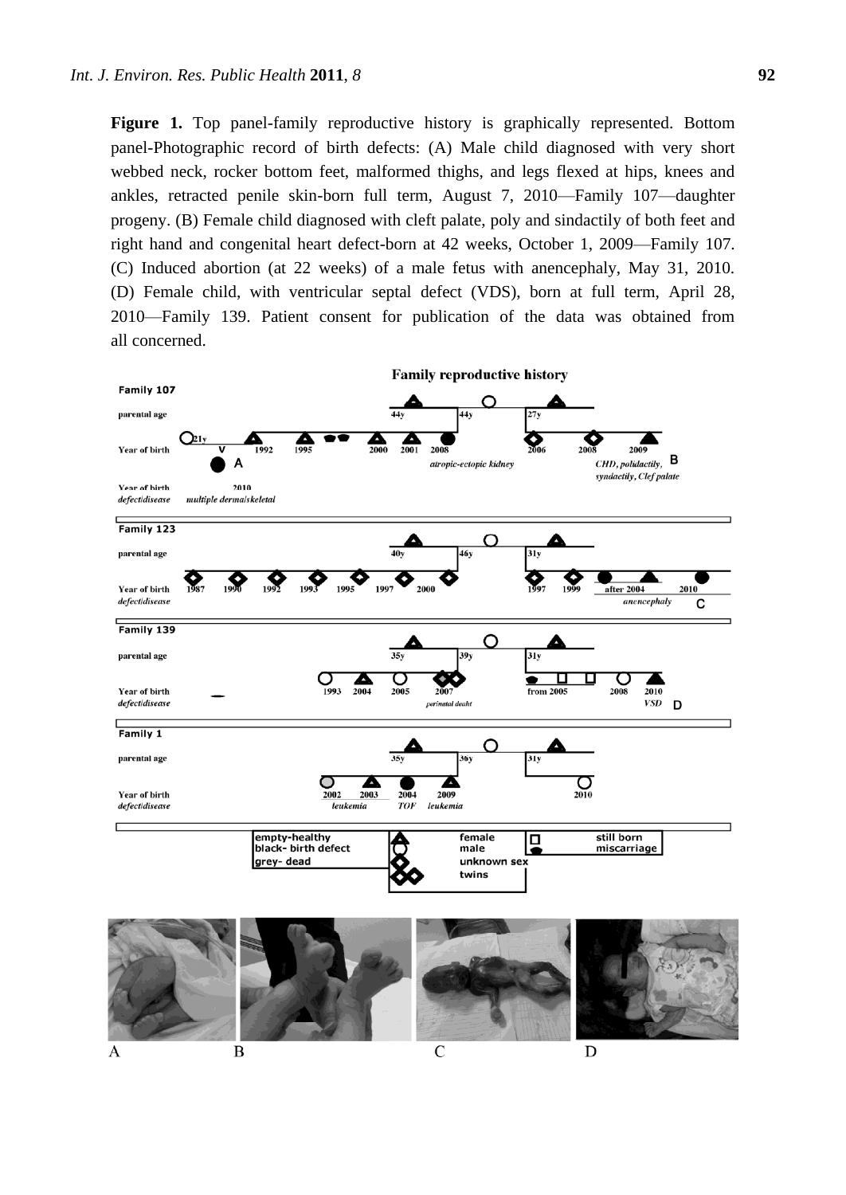**Figure 1.** Top panel-family reproductive history is graphically represented. Bottom panel-Photographic record of birth defects: (A) Male child diagnosed with very short webbed neck, rocker bottom feet, malformed thighs, and legs flexed at hips, knees and ankles, retracted penile skin-born full term, August 7, 2010—Family 107—daughter progeny. (B) Female child diagnosed with cleft palate, poly and sindactily of both feet and right hand and congenital heart defect-born at 42 weeks, October 1, 2009—Family 107. (C) Induced abortion (at 22 weeks) of a male fetus with anencephaly, May 31, 2010. (D) Female child, with ventricular septal defect (VDS), born at full term, April 28, 2010—Family 139. Patient consent for publication of the data was obtained from all concerned.

Family reproductive history

Family 107

parental age 21y 44y 44y 27y

Year of birth 1992 1995 2000 2001 2008 2006 2008 2009

A B

atropic-ectopic kidney

CHD, polidactily, syndactily, Clef palate

Year of birth 2010

defect/disease multiple dermal/skeletal

Family 123

parental age 40y 46y 31y

Year of birth 1987 1990 1992 1993 1995 1997 2000 1997 1999 after 2004 2010

defect/disease anencephaly C

Family 139

parental age 35y 39y 31y

Year of birth 1993 2004 2005 2007 from 2005 2008 2010

defect/disease perinatal dealt VSD D

Family 1

parental age 35y 36y 31y

Year of birth 2002 2003 2004 2009 2010

defect/disease leukemia TOF leukemia

empty-healthy

black- birth defect

grey- dead

female

male

unknown sex

twins

still born

miscarriage

A B C D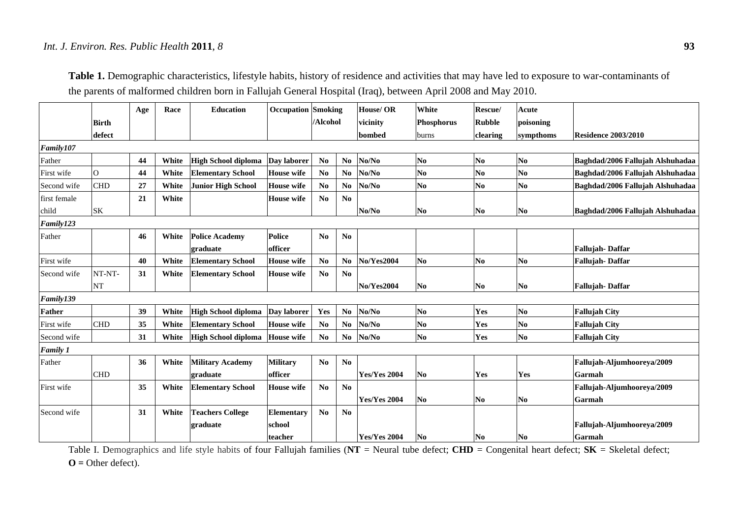**Table 1.** Demographic characteristics, lifestyle habits, history of residence and activities that may have led to exposure to war-contaminants of the parents of malformed children born in Fallujah General Hospital (Iraq), between April 2008 and May 2010.

| | Birth defect | Age | Race | Education | Occupation | Smoking /Alcohol | | House/ OR vicinity bombed | White Phosphorus burns | Rescue/ Rubble clearing | Acute poisoning sympthoms | Residence 2003/2010 |
|---|---|---|---|---|---|---|---|---|---|---|---|---|
| ***Family107*** | | | | | | | | | | | | |
| Father | | 44 | White | High School diploma | Day laborer | No | No | No/No | No | No | No | Baghdad/2006 Fallujah Alshuhadaa |
| First wife | O | 44 | White | Elementary School | House wife | No | No | No/No | No | No | No | Baghdad/2006 Fallujah Alshuhadaa |
| Second wife | CHD | 27 | White | Junior High School | House wife | No | No | No/No | No | No | No | Baghdad/2006 Fallujah Alshuhadaa |
| first female child | SK | 21 | White | | House wife | No | No | No/No | No | No | No | Baghdad/2006 Fallujah Alshuhadaa |
| ***Family123*** | | | | | | | | | | | | |
| Father | | 46 | White | Police Academy graduate | Police officer | No | No | | | | | Fallujah- Daffar |
| First wife | | 40 | White | Elementary School | House wife | No | No | No/Yes2004 | No | No | No | Fallujah- Daffar |
| Second wife | NT-NT-NT | 31 | White | Elementary School | House wife | No | No | No/Yes2004 | No | No | No | Fallujah- Daffar |
| ***Family139*** | | | | | | | | | | | | |
| **Father** | | 39 | White | High School diploma | Day laborer | Yes | No | No/No | No | Yes | No | Fallujah City |
| First wife | CHD | 35 | White | Elementary School | House wife | No | No | No/No | No | Yes | No | Fallujah City |
| Second wife | | 31 | White | High School diploma | House wife | No | No | No/No | No | Yes | No | Fallujah City |
| ***Family 1*** | | | | | | | | | | | | |
| Father | CHD | 36 | White | Military Academy graduate | Military officer | No | No | Yes/Yes 2004 | No | Yes | Yes | Fallujah-Aljumhooreya/2009 Garmah |
| First wife | | 35 | White | Elementary School | House wife | No | No | Yes/Yes 2004 | No | No | No | Fallujah-Aljumhooreya/2009 Garmah |
| Second wife | | 31 | White | Teachers College graduate | Elementary school teacher | No | No | Yes/Yes 2004 | No | No | No | Fallujah-Aljumhooreya/2009 Garmah |

Table I. Demographics and life style habits of four Fallujah families (**NT** = Neural tube defect; **CHD** = Congenital heart defect; **SK** = Skeletal defect; **O** = Other defect).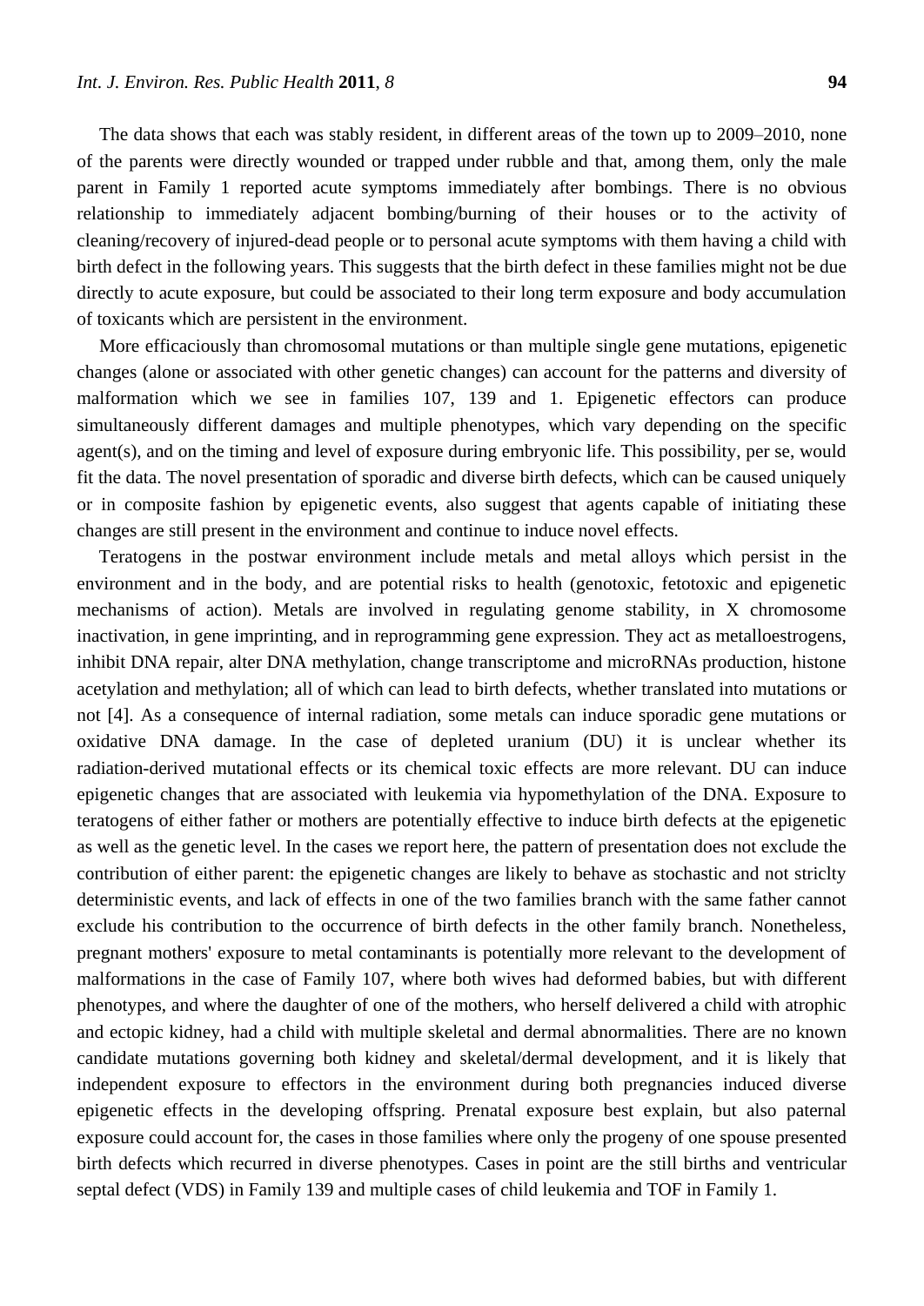The data shows that each was stably resident, in different areas of the town up to 2009–2010, none of the parents were directly wounded or trapped under rubble and that, among them, only the male parent in Family 1 reported acute symptoms immediately after bombings. There is no obvious relationship to immediately adjacent bombing/burning of their houses or to the activity of cleaning/recovery of injured-dead people or to personal acute symptoms with them having a child with birth defect in the following years. This suggests that the birth defect in these families might not be due directly to acute exposure, but could be associated to their long term exposure and body accumulation of toxicants which are persistent in the environment.

More efficaciously than chromosomal mutations or than multiple single gene mutations, epigenetic changes (alone or associated with other genetic changes) can account for the patterns and diversity of malformation which we see in families 107, 139 and 1. Epigenetic effectors can produce simultaneously different damages and multiple phenotypes, which vary depending on the specific agent(s), and on the timing and level of exposure during embryonic life. This possibility, per se, would fit the data. The novel presentation of sporadic and diverse birth defects, which can be caused uniquely or in composite fashion by epigenetic events, also suggest that agents capable of initiating these changes are still present in the environment and continue to induce novel effects.

Teratogens in the postwar environment include metals and metal alloys which persist in the environment and in the body, and are potential risks to health (genotoxic, fetotoxic and epigenetic mechanisms of action). Metals are involved in regulating genome stability, in X chromosome inactivation, in gene imprinting, and in reprogramming gene expression. They act as metalloestrogens, inhibit DNA repair, alter DNA methylation, change transcriptome and microRNAs production, histone acetylation and methylation; all of which can lead to birth defects, whether translated into mutations or not [4]. As a consequence of internal radiation, some metals can induce sporadic gene mutations or oxidative DNA damage. In the case of depleted uranium (DU) it is unclear whether its radiation-derived mutational effects or its chemical toxic effects are more relevant. DU can induce epigenetic changes that are associated with leukemia via hypomethylation of the DNA. Exposure to teratogens of either father or mothers are potentially effective to induce birth defects at the epigenetic as well as the genetic level. In the cases we report here, the pattern of presentation does not exclude the contribution of either parent: the epigenetic changes are likely to behave as stochastic and not striclty deterministic events, and lack of effects in one of the two families branch with the same father cannot exclude his contribution to the occurrence of birth defects in the other family branch. Nonetheless, pregnant mothers' exposure to metal contaminants is potentially more relevant to the development of malformations in the case of Family 107, where both wives had deformed babies, but with different phenotypes, and where the daughter of one of the mothers, who herself delivered a child with atrophic and ectopic kidney, had a child with multiple skeletal and dermal abnormalities. There are no known candidate mutations governing both kidney and skeletal/dermal development, and it is likely that independent exposure to effectors in the environment during both pregnancies induced diverse epigenetic effects in the developing offspring. Prenatal exposure best explain, but also paternal exposure could account for, the cases in those families where only the progeny of one spouse presented birth defects which recurred in diverse phenotypes. Cases in point are the still births and ventricular septal defect (VDS) in Family 139 and multiple cases of child leukemia and TOF in Family 1.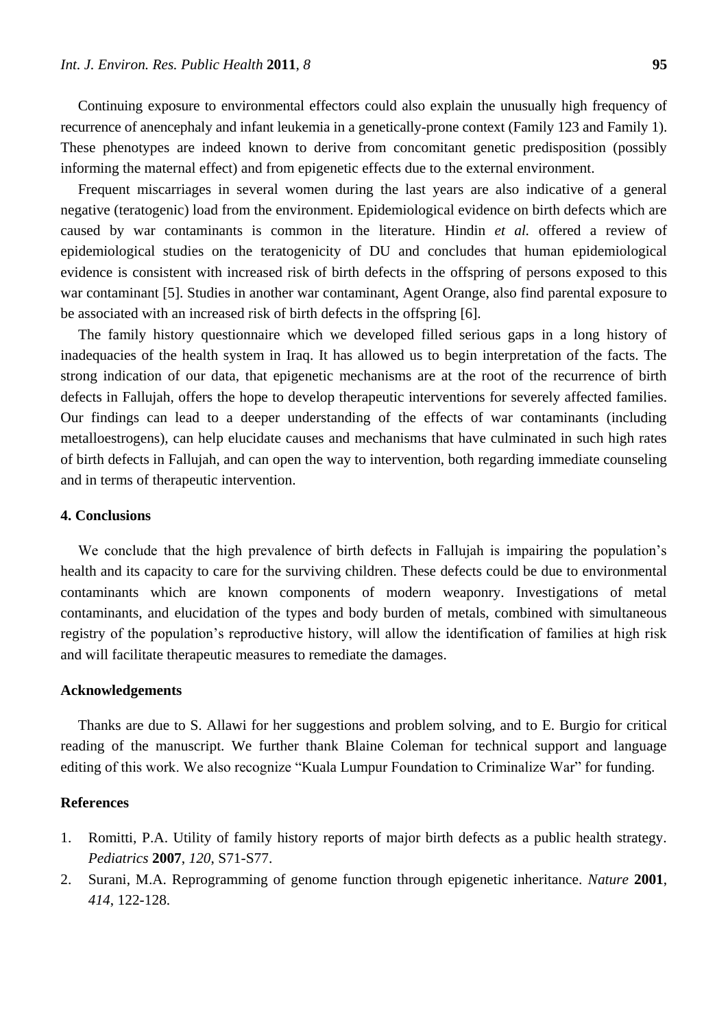Continuing exposure to environmental effectors could also explain the unusually high frequency of recurrence of anencephaly and infant leukemia in a genetically-prone context (Family 123 and Family 1). These phenotypes are indeed known to derive from concomitant genetic predisposition (possibly informing the maternal effect) and from epigenetic effects due to the external environment.

Frequent miscarriages in several women during the last years are also indicative of a general negative (teratogenic) load from the environment. Epidemiological evidence on birth defects which are caused by war contaminants is common in the literature. Hindin *et al.* offered a review of epidemiological studies on the teratogenicity of DU and concludes that human epidemiological evidence is consistent with increased risk of birth defects in the offspring of persons exposed to this war contaminant [5]. Studies in another war contaminant, Agent Orange, also find parental exposure to be associated with an increased risk of birth defects in the offspring [6].

The family history questionnaire which we developed filled serious gaps in a long history of inadequacies of the health system in Iraq. It has allowed us to begin interpretation of the facts. The strong indication of our data, that epigenetic mechanisms are at the root of the recurrence of birth defects in Fallujah, offers the hope to develop therapeutic interventions for severely affected families. Our findings can lead to a deeper understanding of the effects of war contaminants (including metalloestrogens), can help elucidate causes and mechanisms that have culminated in such high rates of birth defects in Fallujah, and can open the way to intervention, both regarding immediate counseling and in terms of therapeutic intervention.

## 4. Conclusions

We conclude that the high prevalence of birth defects in Fallujah is impairing the population's health and its capacity to care for the surviving children. These defects could be due to environmental contaminants which are known components of modern weaponry. Investigations of metal contaminants, and elucidation of the types and body burden of metals, combined with simultaneous registry of the population's reproductive history, will allow the identification of families at high risk and will facilitate therapeutic measures to remediate the damages.

## Acknowledgements

Thanks are due to S. Allawi for her suggestions and problem solving, and to E. Burgio for critical reading of the manuscript. We further thank Blaine Coleman for technical support and language editing of this work. We also recognize "Kuala Lumpur Foundation to Criminalize War" for funding.

## References

1. Romitti, P.A. Utility of family history reports of major birth defects as a public health strategy. *Pediatrics* **2007**, *120*, S71-S77.
2. Surani, M.A. Reprogramming of genome function through epigenetic inheritance. *Nature* **2001**, *414*, 122-128.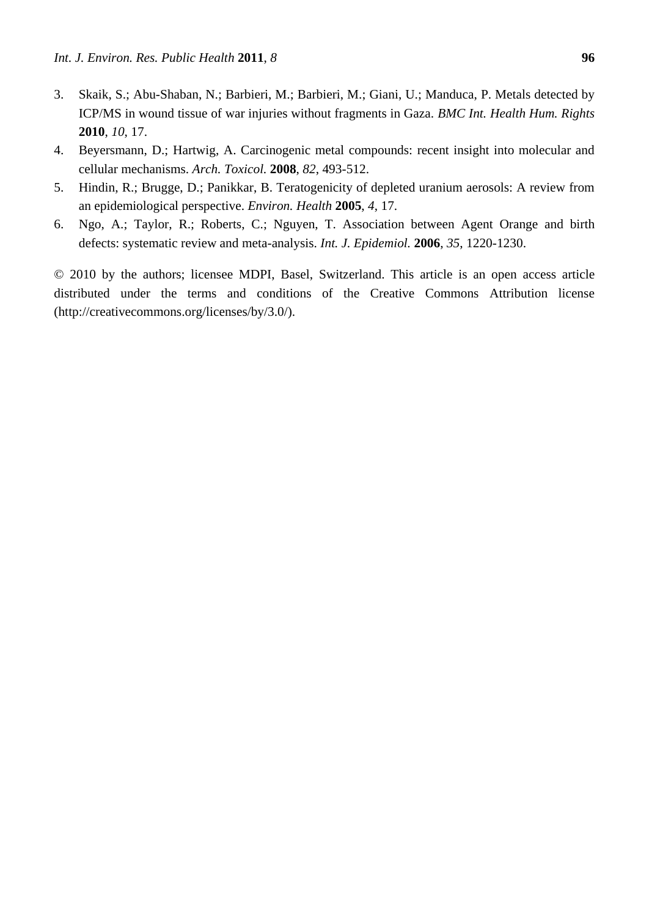3. Skaik, S.; Abu-Shaban, N.; Barbieri, M.; Barbieri, M.; Giani, U.; Manduca, P. Metals detected by ICP/MS in wound tissue of war injuries without fragments in Gaza. *BMC Int. Health Hum. Rights* **2010**, *10*, 17.
4. Beyersmann, D.; Hartwig, A. Carcinogenic metal compounds: recent insight into molecular and cellular mechanisms. *Arch. Toxicol.* **2008**, *82*, 493-512.
5. Hindin, R.; Brugge, D.; Panikkar, B. Teratogenicity of depleted uranium aerosols: A review from an epidemiological perspective. *Environ. Health* **2005**, *4*, 17.
6. Ngo, A.; Taylor, R.; Roberts, C.; Nguyen, T. Association between Agent Orange and birth defects: systematic review and meta-analysis. *Int. J. Epidemiol.* **2006**, *35*, 1220-1230.

© 2010 by the authors; licensee MDPI, Basel, Switzerland. This article is an open access article distributed under the terms and conditions of the Creative Commons Attribution license (http://creativecommons.org/licenses/by/3.0/).